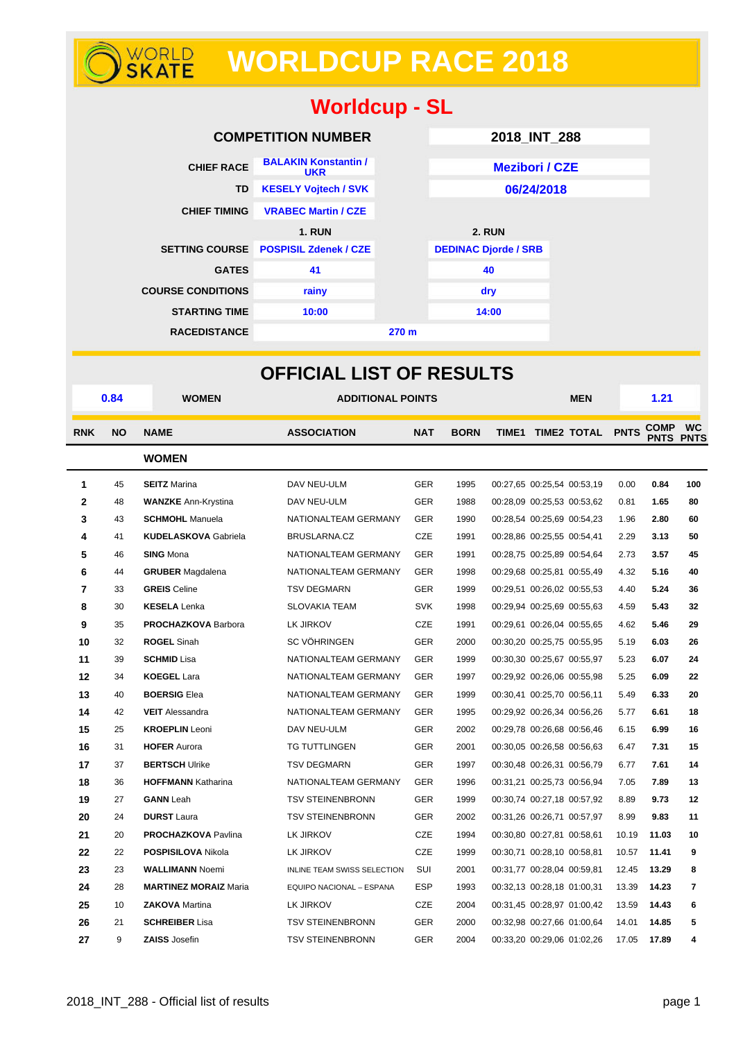# WORLDCUP RACE 2018

## Worldcup - SL

| COMPETITION NUMBER | | 2018_INT_288 |
|---|---|---|
| CHIEF RACE | BALAKIN Konstantin / UKR | Mezibori / CZE |
| TD | KESELY Vojtech / SVK | 06/24/2018 |
| CHIEF TIMING | VRABEC Martin / CZE | |
| | 1. RUN | 2. RUN |
| SETTING COURSE | POSPISIL Zdenek / CZE | DEDINAC Djorde / SRB |
| GATES | 41 | 40 |
| COURSE CONDITIONS | rainy | dry |
| STARTING TIME | 10:00 | 14:00 |
| RACEDISTANCE | 270 m | |

## OFFICIAL LIST OF RESULTS

| 0.84 | WOMEN | ADDITIONAL POINTS | MEN | 1.21 |
|---|---|---|---|---|

| RNK | NO | NAME | ASSOCIATION | NAT | BORN | TIME1 | TIME2 | TOTAL | PNTS | COMP PNTS | WC PNTS |
|---|---|---|---|---|---|---|---|---|---|---|---|
| | | **WOMEN** | | | | | | | | | |
| 1 | 45 | **SEITZ** Marina | DAV NEU-ULM | GER | 1995 | 00:27,65 | 00:25,54 | 00:53,19 | 0.00 | 0.84 | 100 |
| 2 | 48 | **WANZKE** Ann-Krystina | DAV NEU-ULM | GER | 1988 | 00:28,09 | 00:25,53 | 00:53,62 | 0.81 | 1.65 | 80 |
| 3 | 43 | **SCHMOHL** Manuela | NATIONALTEAM GERMANY | GER | 1990 | 00:28,54 | 00:25,69 | 00:54,23 | 1.96 | 2.80 | 60 |
| 4 | 41 | **KUDELASKOVA** Gabriela | BRUSLARNA.CZ | CZE | 1991 | 00:28,86 | 00:25,55 | 00:54,41 | 2.29 | 3.13 | 50 |
| 5 | 46 | **SING** Mona | NATIONALTEAM GERMANY | GER | 1991 | 00:28,75 | 00:25,89 | 00:54,64 | 2.73 | 3.57 | 45 |
| 6 | 44 | **GRUBER** Magdalena | NATIONALTEAM GERMANY | GER | 1998 | 00:29,68 | 00:25,81 | 00:55,49 | 4.32 | 5.16 | 40 |
| 7 | 33 | **GREIS** Celine | TSV DEGMARN | GER | 1999 | 00:29,51 | 00:26,02 | 00:55,53 | 4.40 | 5.24 | 36 |
| 8 | 30 | **KESELA** Lenka | SLOVAKIA TEAM | SVK | 1998 | 00:29,94 | 00:25,69 | 00:55,63 | 4.59 | 5.43 | 32 |
| 9 | 35 | **PROCHAZKOVA** Barbora | LK JIRKOV | CZE | 1991 | 00:29,61 | 00:26,04 | 00:55,65 | 4.62 | 5.46 | 29 |
| 10 | 32 | **ROGEL** Sinah | SC VÖHRINGEN | GER | 2000 | 00:30,20 | 00:25,75 | 00:55,95 | 5.19 | 6.03 | 26 |
| 11 | 39 | **SCHMID** Lisa | NATIONALTEAM GERMANY | GER | 1999 | 00:30,30 | 00:25,67 | 00:55,97 | 5.23 | 6.07 | 24 |
| 12 | 34 | **KOEGEL** Lara | NATIONALTEAM GERMANY | GER | 1997 | 00:29,92 | 00:26,06 | 00:55,98 | 5.25 | 6.09 | 22 |
| 13 | 40 | **BOERSIG** Elea | NATIONALTEAM GERMANY | GER | 1999 | 00:30,41 | 00:25,70 | 00:56,11 | 5.49 | 6.33 | 20 |
| 14 | 42 | **VEIT** Alessandra | NATIONALTEAM GERMANY | GER | 1995 | 00:29,92 | 00:26,34 | 00:56,26 | 5.77 | 6.61 | 18 |
| 15 | 25 | **KROEPLIN** Leoni | DAV NEU-ULM | GER | 2002 | 00:29,78 | 00:26,68 | 00:56,46 | 6.15 | 6.99 | 16 |
| 16 | 31 | **HOFER** Aurora | TG TUTTLINGEN | GER | 2001 | 00:30,05 | 00:26,58 | 00:56,63 | 6.47 | 7.31 | 15 |
| 17 | 37 | **BERTSCH** Ulrike | TSV DEGMARN | GER | 1997 | 00:30,48 | 00:26,31 | 00:56,79 | 6.77 | 7.61 | 14 |
| 18 | 36 | **HOFFMANN** Katharina | NATIONALTEAM GERMANY | GER | 1996 | 00:31,21 | 00:25,73 | 00:56,94 | 7.05 | 7.89 | 13 |
| 19 | 27 | **GANN** Leah | TSV STEINENBRONN | GER | 1999 | 00:30,74 | 00:27,18 | 00:57,92 | 8.89 | 9.73 | 12 |
| 20 | 24 | **DURST** Laura | TSV STEINENBRONN | GER | 2002 | 00:31,26 | 00:26,71 | 00:57,97 | 8.99 | 9.83 | 11 |
| 21 | 20 | **PROCHAZKOVA** Pavlina | LK JIRKOV | CZE | 1994 | 00:30,80 | 00:27,81 | 00:58,61 | 10.19 | 11.03 | 10 |
| 22 | 22 | **POSPISILOVA** Nikola | LK JIRKOV | CZE | 1999 | 00:30,71 | 00:28,10 | 00:58,81 | 10.57 | 11.41 | 9 |
| 23 | 23 | **WALLIMANN** Noemi | INLINE TEAM SWISS SELECTION | SUI | 2001 | 00:31,77 | 00:28,04 | 00:59,81 | 12.45 | 13.29 | 8 |
| 24 | 28 | **MARTINEZ MORAIZ** Maria | EQUIPO NACIONAL – ESPANA | ESP | 1993 | 00:32,13 | 00:28,18 | 01:00,31 | 13.39 | 14.23 | 7 |
| 25 | 10 | **ZAKOVA** Martina | LK JIRKOV | CZE | 2004 | 00:31,45 | 00:28,97 | 01:00,42 | 13.59 | 14.43 | 6 |
| 26 | 21 | **SCHREIBER** Lisa | TSV STEINENBRONN | GER | 2000 | 00:32,98 | 00:27,66 | 01:00,64 | 14.01 | 14.85 | 5 |
| 27 | 9 | **ZAISS** Josefin | TSV STEINENBRONN | GER | 2004 | 00:33,20 | 00:29,06 | 01:02,26 | 17.05 | 17.89 | 4 |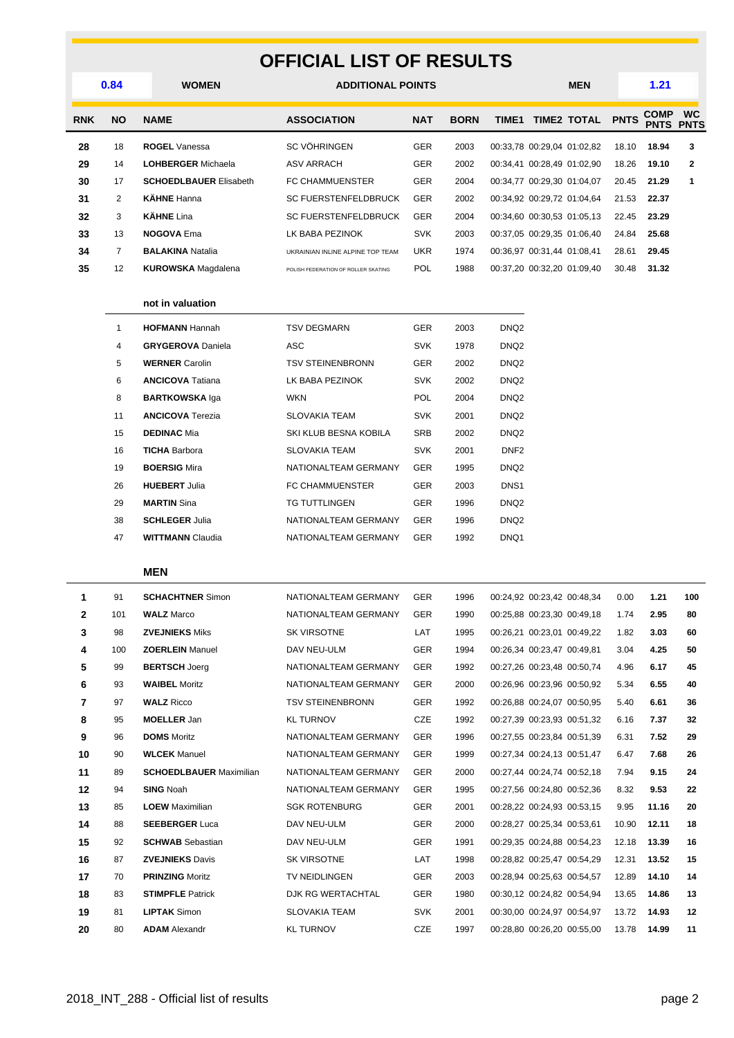# OFFICIAL LIST OF RESULTS

| 0.84 | WOMEN | ADDITIONAL POINTS | MEN | 1.21 |
|---|---|---|---|---|

| RNK | NO | NAME | ASSOCIATION | NAT | BORN | TIME1 | TIME2 | TOTAL | PNTS | COMP PNTS | WC PNTS |
|---|---|---|---|---|---|---|---|---|---|---|---|
| 28 | 18 | **ROGEL** Vanessa | SC VÖHRINGEN | GER | 2003 | 00:33,78 | 00:29,04 | 01:02,82 | 18.10 | **18.94** | 3 |
| 29 | 14 | **LOHBERGER** Michaela | ASV ARRACH | GER | 2002 | 00:34,41 | 00:28,49 | 01:02,90 | 18.26 | **19.10** | 2 |
| 30 | 17 | **SCHOEDLBAUER** Elisabeth | FC CHAMMUENSTER | GER | 2004 | 00:34,77 | 00:29,30 | 01:04,07 | 20.45 | **21.29** | 1 |
| 31 | 2 | **KÄHNE** Hanna | SC FUERSTENFELDBRUCK | GER | 2002 | 00:34,92 | 00:29,72 | 01:04,64 | 21.53 | **22.37** | |
| 32 | 3 | **KÄHNE** Lina | SC FUERSTENFELDBRUCK | GER | 2004 | 00:34,60 | 00:30,53 | 01:05,13 | 22.45 | **23.29** | |
| 33 | 13 | **NOGOVA** Ema | LK BABA PEZINOK | SVK | 2003 | 00:37,05 | 00:29,35 | 01:06,40 | 24.84 | **25.68** | |
| 34 | 7 | **BALAKINA** Natalia | UKRAINIAN INLINE ALPINE TOP TEAM | UKR | 1974 | 00:36,97 | 00:31,44 | 01:08,41 | 28.61 | **29.45** | |
| 35 | 12 | **KUROWSKA** Magdalena | POLISH FEDERATION OF ROLLER SKATING | POL | 1988 | 00:37,20 | 00:32,20 | 01:09,40 | 30.48 | **31.32** | |

**not in valuation**

| NO | NAME | ASSOCIATION | NAT | BORN | STATUS |
|---|---|---|---|---|---|
| 1 | **HOFMANN** Hannah | TSV DEGMARN | GER | 2003 | DNQ2 |
| 4 | **GRYGEROVA** Daniela | ASC | SVK | 1978 | DNQ2 |
| 5 | **WERNER** Carolin | TSV STEINENBRONN | GER | 2002 | DNQ2 |
| 6 | **ANCICOVA** Tatiana | LK BABA PEZINOK | SVK | 2002 | DNQ2 |
| 8 | **BARTKOWSKA** Iga | WKN | POL | 2004 | DNQ2 |
| 11 | **ANCICOVA** Terezia | SLOVAKIA TEAM | SVK | 2001 | DNQ2 |
| 15 | **DEDINAC** Mia | SKI KLUB BESNA KOBILA | SRB | 2002 | DNQ2 |
| 16 | **TICHA** Barbora | SLOVAKIA TEAM | SVK | 2001 | DNF2 |
| 19 | **BOERSIG** Mira | NATIONALTEAM GERMANY | GER | 1995 | DNQ2 |
| 26 | **HUEBERT** Julia | FC CHAMMUENSTER | GER | 2003 | DNS1 |
| 29 | **MARTIN** Sina | TG TUTTLINGEN | GER | 1996 | DNQ2 |
| 38 | **SCHLEGER** Julia | NATIONALTEAM GERMANY | GER | 1996 | DNQ2 |
| 47 | **WITTMANN** Claudia | NATIONALTEAM GERMANY | GER | 1992 | DNQ1 |

**MEN**

| RNK | NO | NAME | ASSOCIATION | NAT | BORN | TIME1 | TIME2 | TOTAL | PNTS | COMP PNTS | WC PNTS |
|---|---|---|---|---|---|---|---|---|---|---|---|
| 1 | 91 | **SCHACHTNER** Simon | NATIONALTEAM GERMANY | GER | 1996 | 00:24,92 | 00:23,42 | 00:48,34 | 0.00 | **1.21** | 100 |
| 2 | 101 | **WALZ** Marco | NATIONALTEAM GERMANY | GER | 1990 | 00:25,88 | 00:23,30 | 00:49,18 | 1.74 | **2.95** | 80 |
| 3 | 98 | **ZVEJNIEKS** Miks | SK VIRSOTNE | LAT | 1995 | 00:26,21 | 00:23,01 | 00:49,22 | 1.82 | **3.03** | 60 |
| 4 | 100 | **ZOERLEIN** Manuel | DAV NEU-ULM | GER | 1994 | 00:26,34 | 00:23,47 | 00:49,81 | 3.04 | **4.25** | 50 |
| 5 | 99 | **BERTSCH** Joerg | NATIONALTEAM GERMANY | GER | 1992 | 00:27,26 | 00:23,48 | 00:50,74 | 4.96 | **6.17** | 45 |
| 6 | 93 | **WAIBEL** Moritz | NATIONALTEAM GERMANY | GER | 2000 | 00:26,96 | 00:23,96 | 00:50,92 | 5.34 | **6.55** | 40 |
| 7 | 97 | **WALZ** Ricco | TSV STEINENBRONN | GER | 1992 | 00:26,88 | 00:24,07 | 00:50,95 | 5.40 | **6.61** | 36 |
| 8 | 95 | **MOELLER** Jan | KL TURNOV | CZE | 1992 | 00:27,39 | 00:23,93 | 00:51,32 | 6.16 | **7.37** | 32 |
| 9 | 96 | **DOMS** Moritz | NATIONALTEAM GERMANY | GER | 1996 | 00:27,55 | 00:23,84 | 00:51,39 | 6.31 | **7.52** | 29 |
| 10 | 90 | **WLCEK** Manuel | NATIONALTEAM GERMANY | GER | 1999 | 00:27,34 | 00:24,13 | 00:51,47 | 6.47 | **7.68** | 26 |
| 11 | 89 | **SCHOEDLBAUER** Maximilian | NATIONALTEAM GERMANY | GER | 2000 | 00:27,44 | 00:24,74 | 00:52,18 | 7.94 | **9.15** | 24 |
| 12 | 94 | **SING** Noah | NATIONALTEAM GERMANY | GER | 1995 | 00:27,56 | 00:24,80 | 00:52,36 | 8.32 | **9.53** | 22 |
| 13 | 85 | **LOEW** Maximilian | SGK ROTENBURG | GER | 2001 | 00:28,22 | 00:24,93 | 00:53,15 | 9.95 | **11.16** | 20 |
| 14 | 88 | **SEEBERGER** Luca | DAV NEU-ULM | GER | 2000 | 00:28,27 | 00:25,34 | 00:53,61 | 10.90 | **12.11** | 18 |
| 15 | 92 | **SCHWAB** Sebastian | DAV NEU-ULM | GER | 1991 | 00:29,35 | 00:24,88 | 00:54,23 | 12.18 | **13.39** | 16 |
| 16 | 87 | **ZVEJNIEKS** Davis | SK VIRSOTNE | LAT | 1998 | 00:28,82 | 00:25,47 | 00:54,29 | 12.31 | **13.52** | 15 |
| 17 | 70 | **PRINZING** Moritz | TV NEIDLINGEN | GER | 2003 | 00:28,94 | 00:25,63 | 00:54,57 | 12.89 | **14.10** | 14 |
| 18 | 83 | **STIMPFLE** Patrick | DJK RG WERTACHTAL | GER | 1980 | 00:30,12 | 00:24,82 | 00:54,94 | 13.65 | **14.86** | 13 |
| 19 | 81 | **LIPTAK** Simon | SLOVAKIA TEAM | SVK | 2001 | 00:30,00 | 00:24,97 | 00:54,97 | 13.72 | **14.93** | 12 |
| 20 | 80 | **ADAM** Alexandr | KL TURNOV | CZE | 1997 | 00:28,80 | 00:26,20 | 00:55,00 | 13.78 | **14.99** | 11 |

2018_INT_288 - Official list of results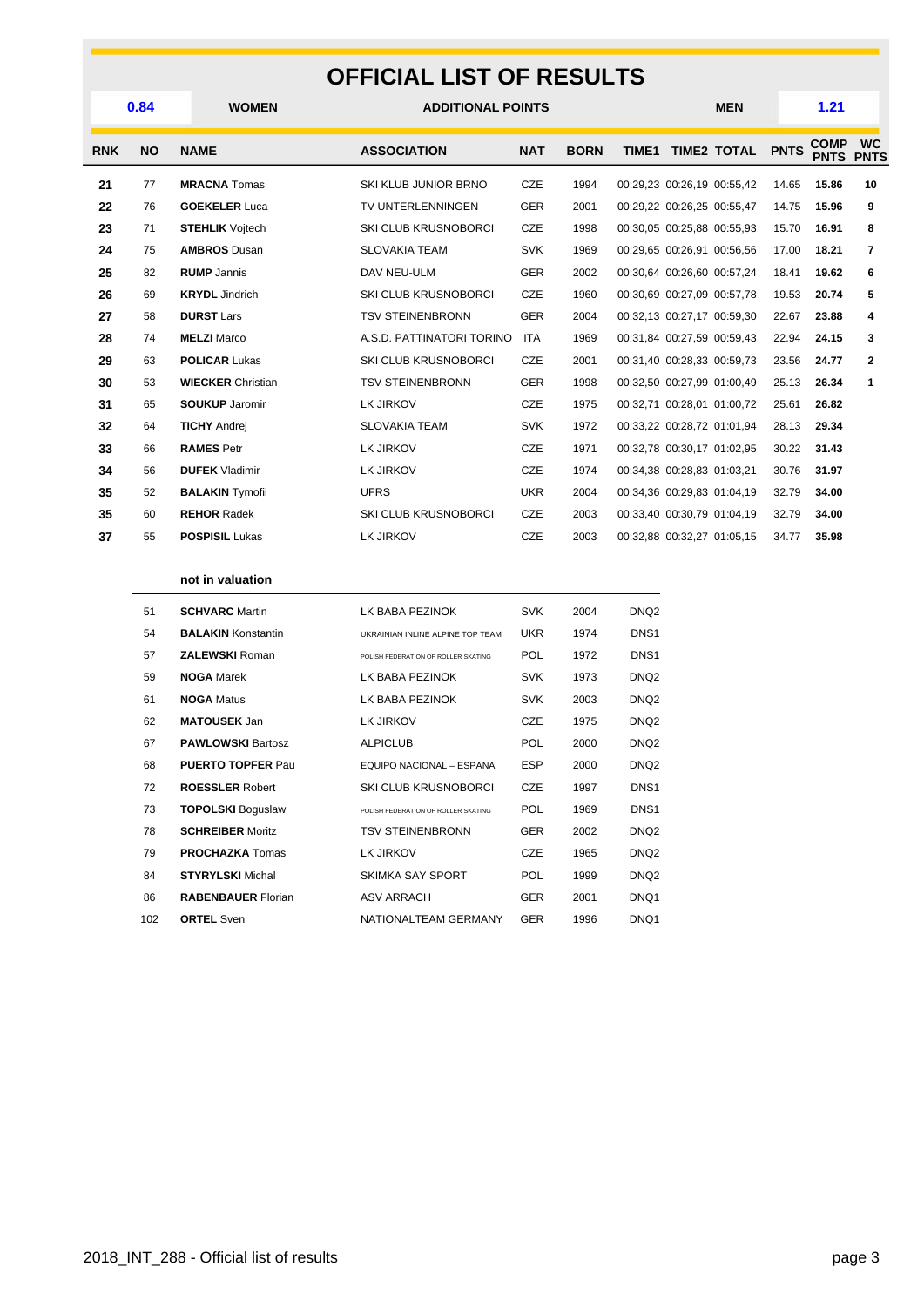# OFFICIAL LIST OF RESULTS

| 0.84 | WOMEN | ADDITIONAL POINTS | MEN | 1.21 |
|---|---|---|---|---|

| RNK | NO | NAME | ASSOCIATION | NAT | BORN | TIME1 | TIME2 | TOTAL | PNTS | COMP PNTS | WC PNTS |
|---|---|---|---|---|---|---|---|---|---|---|---|
| 21 | 77 | **MRACNA** Tomas | SKI KLUB JUNIOR BRNO | CZE | 1994 | 00:29,23 | 00:26,19 | 00:55,42 | 14.65 | **15.86** | **10** |
| 22 | 76 | **GOEKELER** Luca | TV UNTERLENNINGEN | GER | 2001 | 00:29,22 | 00:26,25 | 00:55,47 | 14.75 | **15.96** | **9** |
| 23 | 71 | **STEHLIK** Vojtech | SKI CLUB KRUSNOBORCI | CZE | 1998 | 00:30,05 | 00:25,88 | 00:55,93 | 15.70 | **16.91** | **8** |
| 24 | 75 | **AMBROS** Dusan | SLOVAKIA TEAM | SVK | 1969 | 00:29,65 | 00:26,91 | 00:56,56 | 17.00 | **18.21** | **7** |
| 25 | 82 | **RUMP** Jannis | DAV NEU-ULM | GER | 2002 | 00:30,64 | 00:26,60 | 00:57,24 | 18.41 | **19.62** | **6** |
| 26 | 69 | **KRYDL** Jindrich | SKI CLUB KRUSNOBORCI | CZE | 1960 | 00:30,69 | 00:27,09 | 00:57,78 | 19.53 | **20.74** | **5** |
| 27 | 58 | **DURST** Lars | TSV STEINENBRONN | GER | 2004 | 00:32,13 | 00:27,17 | 00:59,30 | 22.67 | **23.88** | **4** |
| 28 | 74 | **MELZI** Marco | A.S.D. PATTINATORI TORINO | ITA | 1969 | 00:31,84 | 00:27,59 | 00:59,43 | 22.94 | **24.15** | **3** |
| 29 | 63 | **POLICAR** Lukas | SKI CLUB KRUSNOBORCI | CZE | 2001 | 00:31,40 | 00:28,33 | 00:59,73 | 23.56 | **24.77** | **2** |
| 30 | 53 | **WIECKER** Christian | TSV STEINENBRONN | GER | 1998 | 00:32,50 | 00:27,99 | 01:00,49 | 25.13 | **26.34** | **1** |
| 31 | 65 | **SOUKUP** Jaromir | LK JIRKOV | CZE | 1975 | 00:32,71 | 00:28,01 | 01:00,72 | 25.61 | **26.82** | |
| 32 | 64 | **TICHY** Andrej | SLOVAKIA TEAM | SVK | 1972 | 00:33,22 | 00:28,72 | 01:01,94 | 28.13 | **29.34** | |
| 33 | 66 | **RAMES** Petr | LK JIRKOV | CZE | 1971 | 00:32,78 | 00:30,17 | 01:02,95 | 30.22 | **31.43** | |
| 34 | 56 | **DUFEK** Vladimir | LK JIRKOV | CZE | 1974 | 00:34,38 | 00:28,83 | 01:03,21 | 30.76 | **31.97** | |
| 35 | 52 | **BALAKIN** Tymofii | UFRS | UKR | 2004 | 00:34,36 | 00:29,83 | 01:04,19 | 32.79 | **34.00** | |
| 35 | 60 | **REHOR** Radek | SKI CLUB KRUSNOBORCI | CZE | 2003 | 00:33,40 | 00:30,79 | 01:04,19 | 32.79 | **34.00** | |
| 37 | 55 | **POSPISIL** Lukas | LK JIRKOV | CZE | 2003 | 00:32,88 | 00:32,27 | 01:05,15 | 34.77 | **35.98** | |

**not in valuation**

| NO | NAME | ASSOCIATION | NAT | BORN | STATUS |
|---|---|---|---|---|---|
| 51 | **SCHVARC** Martin | LK BABA PEZINOK | SVK | 2004 | DNQ2 |
| 54 | **BALAKIN** Konstantin | UKRAINIAN INLINE ALPINE TOP TEAM | UKR | 1974 | DNS1 |
| 57 | **ZALEWSKI** Roman | POLISH FEDERATION OF ROLLER SKATING | POL | 1972 | DNS1 |
| 59 | **NOGA** Marek | LK BABA PEZINOK | SVK | 1973 | DNQ2 |
| 61 | **NOGA** Matus | LK BABA PEZINOK | SVK | 2003 | DNQ2 |
| 62 | **MATOUSEK** Jan | LK JIRKOV | CZE | 1975 | DNQ2 |
| 67 | **PAWLOWSKI** Bartosz | ALPICLUB | POL | 2000 | DNQ2 |
| 68 | **PUERTO TOPFER** Pau | EQUIPO NACIONAL – ESPANA | ESP | 2000 | DNQ2 |
| 72 | **ROESSLER** Robert | SKI CLUB KRUSNOBORCI | CZE | 1997 | DNS1 |
| 73 | **TOPOLSKI** Boguslaw | POLISH FEDERATION OF ROLLER SKATING | POL | 1969 | DNS1 |
| 78 | **SCHREIBER** Moritz | TSV STEINENBRONN | GER | 2002 | DNQ2 |
| 79 | **PROCHAZKA** Tomas | LK JIRKOV | CZE | 1965 | DNQ2 |
| 84 | **STYRYLSKI** Michal | SKIMKA SAY SPORT | POL | 1999 | DNQ2 |
| 86 | **RABENBAUER** Florian | ASV ARRACH | GER | 2001 | DNQ1 |
| 102 | **ORTEL** Sven | NATIONALTEAM GERMANY | GER | 1996 | DNQ1 |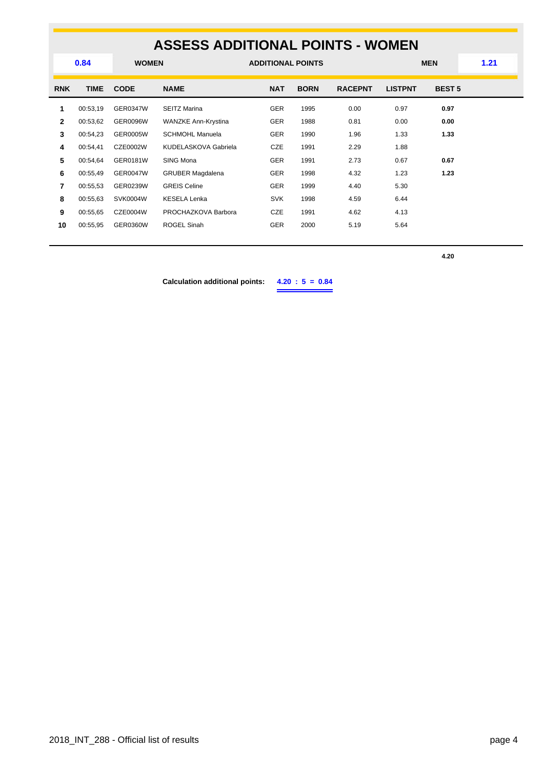# ASSESS ADDITIONAL POINTS - WOMEN

| 0.84 | WOMEN | ADDITIONAL POINTS | MEN | 1.21 |
|---|---|---|---|---|

| RNK | TIME | CODE | NAME | NAT | BORN | RACEPNT | LISTPNT | BEST 5 |
|---|---|---|---|---|---|---|---|---|
| 1 | 00:53,19 | GER0347W | SEITZ Marina | GER | 1995 | 0.00 | 0.97 | **0.97** |
| 2 | 00:53,62 | GER0096W | WANZKE Ann-Krystina | GER | 1988 | 0.81 | 0.00 | **0.00** |
| 3 | 00:54,23 | GER0005W | SCHMOHL Manuela | GER | 1990 | 1.96 | 1.33 | **1.33** |
| 4 | 00:54,41 | CZE0002W | KUDELASKOVA Gabriela | CZE | 1991 | 2.29 | 1.88 | |
| 5 | 00:54,64 | GER0181W | SING Mona | GER | 1991 | 2.73 | 0.67 | **0.67** |
| 6 | 00:55,49 | GER0047W | GRUBER Magdalena | GER | 1998 | 4.32 | 1.23 | **1.23** |
| 7 | 00:55,53 | GER0239W | GREIS Celine | GER | 1999 | 4.40 | 5.30 | |
| 8 | 00:55,63 | SVK0004W | KESELA Lenka | SVK | 1998 | 4.59 | 6.44 | |
| 9 | 00:55,65 | CZE0004W | PROCHAZKOVA Barbora | CZE | 1991 | 4.62 | 4.13 | |
| 10 | 00:55,95 | GER0360W | ROGEL Sinah | GER | 2000 | 5.19 | 5.64 | |
| | | | | | | | | **4.20** |

**Calculation additional points:** **4.20 : 5 = 0.84**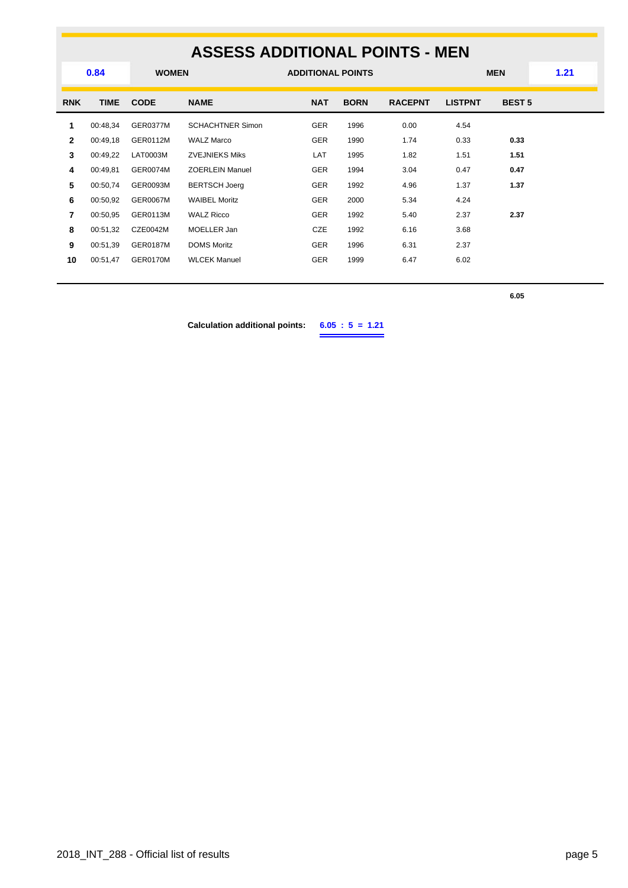# ASSESS ADDITIONAL POINTS - MEN

| 0.84 | WOMEN | ADDITIONAL POINTS | MEN | 1.21 |
|---|---|---|---|---|

| RNK | TIME | CODE | NAME | NAT | BORN | RACEPNT | LISTPNT | BEST 5 |
|---|---|---|---|---|---|---|---|---|
| 1 | 00:48,34 | GER0377M | SCHACHTNER Simon | GER | 1996 | 0.00 | 4.54 | |
| 2 | 00:49,18 | GER0112M | WALZ Marco | GER | 1990 | 1.74 | 0.33 | **0.33** |
| 3 | 00:49,22 | LAT0003M | ZVEJNIEKS Miks | LAT | 1995 | 1.82 | 1.51 | **1.51** |
| 4 | 00:49,81 | GER0074M | ZOERLEIN Manuel | GER | 1994 | 3.04 | 0.47 | **0.47** |
| 5 | 00:50,74 | GER0093M | BERTSCH Joerg | GER | 1992 | 4.96 | 1.37 | **1.37** |
| 6 | 00:50,92 | GER0067M | WAIBEL Moritz | GER | 2000 | 5.34 | 4.24 | |
| 7 | 00:50,95 | GER0113M | WALZ Ricco | GER | 1992 | 5.40 | 2.37 | **2.37** |
| 8 | 00:51,32 | CZE0042M | MOELLER Jan | CZE | 1992 | 6.16 | 3.68 | |
| 9 | 00:51,39 | GER0187M | DOMS Moritz | GER | 1996 | 6.31 | 2.37 | |
| 10 | 00:51,47 | GER0170M | WLCEK Manuel | GER | 1999 | 6.47 | 6.02 | |
| | | | | | | | | **6.05** |

**Calculation additional points:** **6.05 : 5 = 1.21**